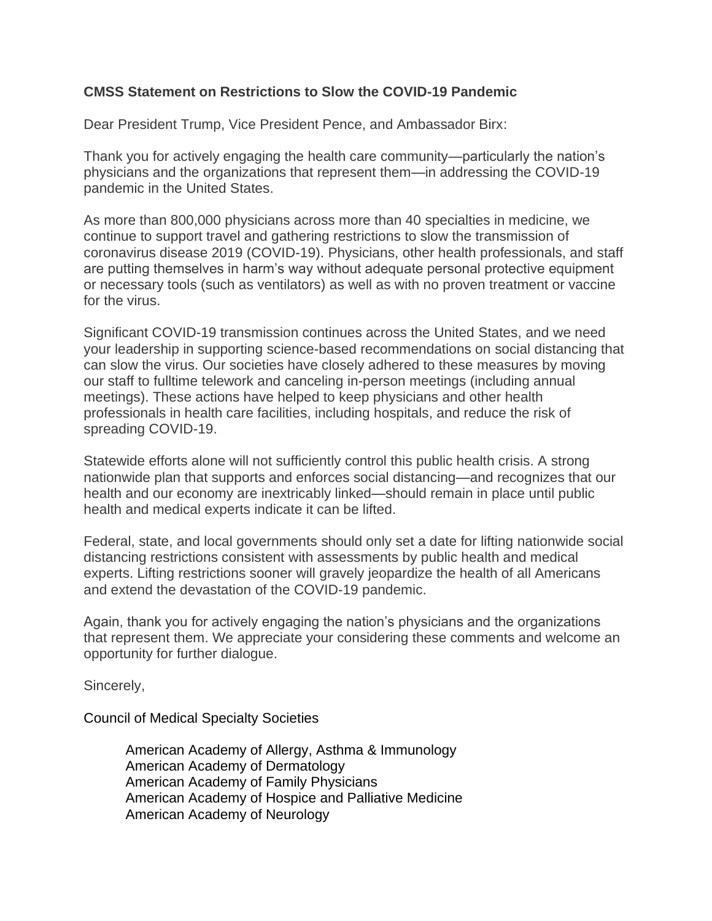**CMSS Statement on Restrictions to Slow the COVID-19 Pandemic**

Dear President Trump, Vice President Pence, and Ambassador Birx:

Thank you for actively engaging the health care community—particularly the nation's physicians and the organizations that represent them—in addressing the COVID-19 pandemic in the United States.

As more than 800,000 physicians across more than 40 specialties in medicine, we continue to support travel and gathering restrictions to slow the transmission of coronavirus disease 2019 (COVID-19). Physicians, other health professionals, and staff are putting themselves in harm's way without adequate personal protective equipment or necessary tools (such as ventilators) as well as with no proven treatment or vaccine for the virus.

Significant COVID-19 transmission continues across the United States, and we need your leadership in supporting science-based recommendations on social distancing that can slow the virus. Our societies have closely adhered to these measures by moving our staff to fulltime telework and canceling in-person meetings (including annual meetings). These actions have helped to keep physicians and other health professionals in health care facilities, including hospitals, and reduce the risk of spreading COVID-19.

Statewide efforts alone will not sufficiently control this public health crisis. A strong nationwide plan that supports and enforces social distancing—and recognizes that our health and our economy are inextricably linked—should remain in place until public health and medical experts indicate it can be lifted.

Federal, state, and local governments should only set a date for lifting nationwide social distancing restrictions consistent with assessments by public health and medical experts. Lifting restrictions sooner will gravely jeopardize the health of all Americans and extend the devastation of the COVID-19 pandemic.

Again, thank you for actively engaging the nation's physicians and the organizations that represent them. We appreciate your considering these comments and welcome an opportunity for further dialogue.

Sincerely,

Council of Medical Specialty Societies

American Academy of Allergy, Asthma & Immunology
American Academy of Dermatology
American Academy of Family Physicians
American Academy of Hospice and Palliative Medicine
American Academy of Neurology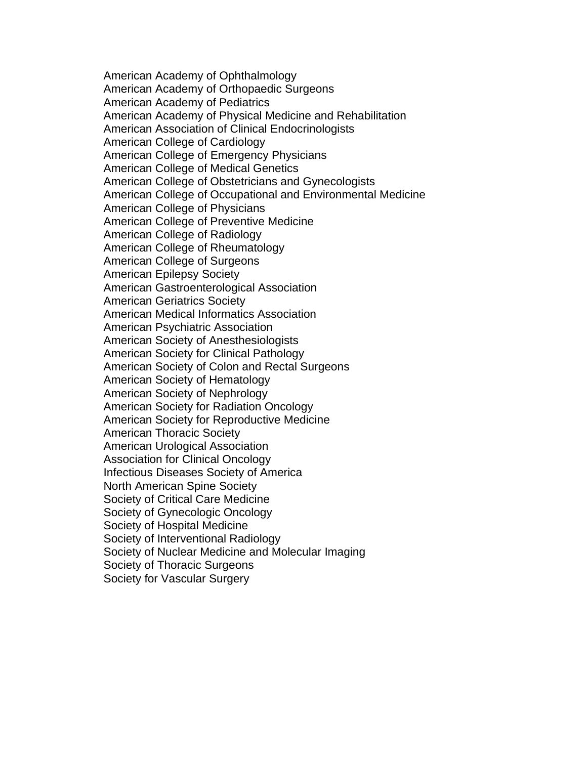American Academy of Ophthalmology
American Academy of Orthopaedic Surgeons
American Academy of Pediatrics
American Academy of Physical Medicine and Rehabilitation
American Association of Clinical Endocrinologists
American College of Cardiology
American College of Emergency Physicians
American College of Medical Genetics
American College of Obstetricians and Gynecologists
American College of Occupational and Environmental Medicine
American College of Physicians
American College of Preventive Medicine
American College of Radiology
American College of Rheumatology
American College of Surgeons
American Epilepsy Society
American Gastroenterological Association
American Geriatrics Society
American Medical Informatics Association
American Psychiatric Association
American Society of Anesthesiologists
American Society for Clinical Pathology
American Society of Colon and Rectal Surgeons
American Society of Hematology
American Society of Nephrology
American Society for Radiation Oncology
American Society for Reproductive Medicine
American Thoracic Society
American Urological Association
Association for Clinical Oncology
Infectious Diseases Society of America
North American Spine Society
Society of Critical Care Medicine
Society of Gynecologic Oncology
Society of Hospital Medicine
Society of Interventional Radiology
Society of Nuclear Medicine and Molecular Imaging
Society of Thoracic Surgeons
Society for Vascular Surgery